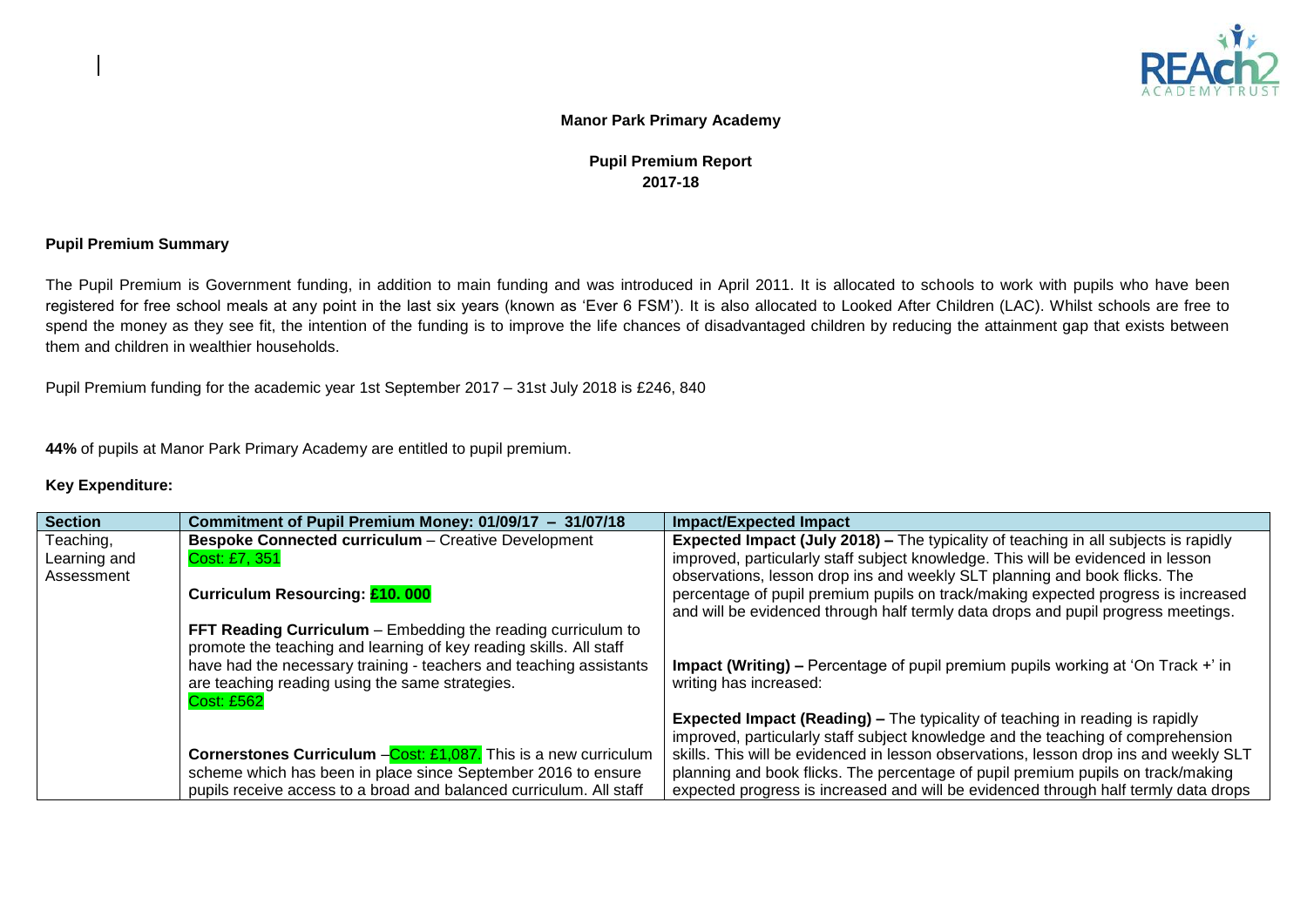**Manor Park Primary Academy**

**Pupil Premium Report**
**2017-18**

**Pupil Premium Summary**

The Pupil Premium is Government funding, in addition to main funding and was introduced in April 2011. It is allocated to schools to work with pupils who have been registered for free school meals at any point in the last six years (known as 'Ever 6 FSM'). It is also allocated to Looked After Children (LAC). Whilst schools are free to spend the money as they see fit, the intention of the funding is to improve the life chances of disadvantaged children by reducing the attainment gap that exists between them and children in wealthier households.

Pupil Premium funding for the academic year 1st September 2017 – 31st July 2018 is £246, 840

**44%** of pupils at Manor Park Primary Academy are entitled to pupil premium.

**Key Expenditure:**

| Section | Commitment of Pupil Premium Money: 01/09/17 – 31/07/18 | Impact/Expected Impact |
|---|---|---|
| Teaching, Learning and Assessment | **Bespoke Connected curriculum** – Creative Development<br>Cost: £7, 351<br><br>**Curriculum Resourcing: £10. 000**<br><br>**FFT Reading Curriculum** – Embedding the reading curriculum to promote the teaching and learning of key reading skills. All staff have had the necessary training - teachers and teaching assistants are teaching reading using the same strategies.<br>Cost: £562<br><br>**Cornerstones Curriculum** –Cost: £1,087. This is a new curriculum scheme which has been in place since September 2016 to ensure pupils receive access to a broad and balanced curriculum. All staff | **Expected Impact (July 2018) –** The typicality of teaching in all subjects is rapidly improved, particularly staff subject knowledge. This will be evidenced in lesson observations, lesson drop ins and weekly SLT planning and book flicks. The percentage of pupil premium pupils on track/making expected progress is increased and will be evidenced through half termly data drops and pupil progress meetings.<br><br>**Impact (Writing) –** Percentage of pupil premium pupils working at 'On Track +' in writing has increased:<br><br>**Expected Impact (Reading) –** The typicality of teaching in reading is rapidly improved, particularly staff subject knowledge and the teaching of comprehension skills. This will be evidenced in lesson observations, lesson drop ins and weekly SLT planning and book flicks. The percentage of pupil premium pupils on track/making expected progress is increased and will be evidenced through half termly data drops |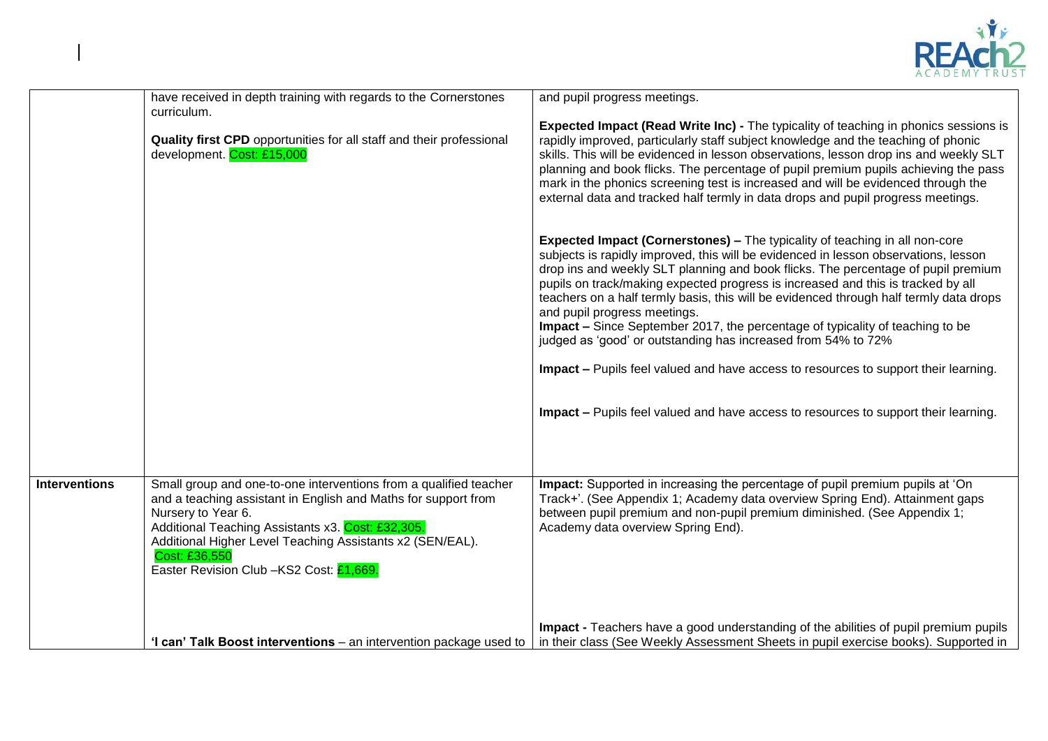|  |  |  |
| --- | --- | --- |
|  | have received in depth training with regards to the Cornerstones curriculum.<br><br>**Quality first CPD** opportunities for all staff and their professional development. Cost: £15,000 | and pupil progress meetings.<br><br>**Expected Impact (Read Write Inc) -** The typicality of teaching in phonics sessions is rapidly improved, particularly staff subject knowledge and the teaching of phonic skills. This will be evidenced in lesson observations, lesson drop ins and weekly SLT planning and book flicks. The percentage of pupil premium pupils achieving the pass mark in the phonics screening test is increased and will be evidenced through the external data and tracked half termly in data drops and pupil progress meetings.<br><br>**Expected Impact (Cornerstones) –** The typicality of teaching in all non-core subjects is rapidly improved, this will be evidenced in lesson observations, lesson drop ins and weekly SLT planning and book flicks. The percentage of pupil premium pupils on track/making expected progress is increased and this is tracked by all teachers on a half termly basis, this will be evidenced through half termly data drops and pupil progress meetings.<br>**Impact –** Since September 2017, the percentage of typicality of teaching to be judged as 'good' or outstanding has increased from 54% to 72%<br><br>**Impact –** Pupils feel valued and have access to resources to support their learning.<br><br>**Impact –** Pupils feel valued and have access to resources to support their learning. |
| **Interventions** | Small group and one-to-one interventions from a qualified teacher and a teaching assistant in English and Maths for support from Nursery to Year 6.<br>Additional Teaching Assistants x3. Cost: £32,305.<br>Additional Higher Level Teaching Assistants x2 (SEN/EAL). Cost: £36,550<br>Easter Revision Club –KS2 Cost: £1,669.<br><br>**'I can' Talk Boost interventions** – an intervention package used to | **Impact:** Supported in increasing the percentage of pupil premium pupils at 'On Track+'. (See Appendix 1; Academy data overview Spring End). Attainment gaps between pupil premium and non-pupil premium diminished. (See Appendix 1; Academy data overview Spring End).<br><br>**Impact -** Teachers have a good understanding of the abilities of pupil premium pupils in their class (See Weekly Assessment Sheets in pupil exercise books). Supported in |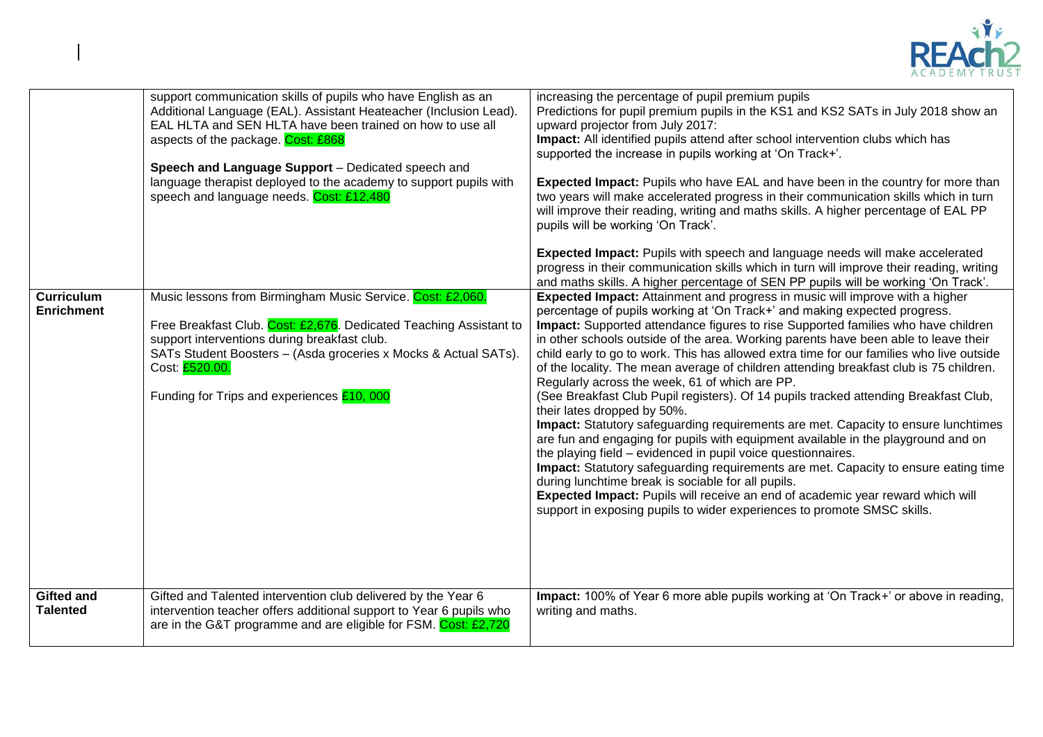| | | |
|---|---|---|
| | support communication skills of pupils who have English as an Additional Language (EAL). Assistant Heateacher (Inclusion Lead). EAL HLTA and SEN HLTA have been trained on how to use all aspects of the package. Cost: £868<br><br>**Speech and Language Support** – Dedicated speech and language therapist deployed to the academy to support pupils with speech and language needs. Cost: £12,480 | increasing the percentage of pupil premium pupils<br>Predictions for pupil premium pupils in the KS1 and KS2 SATs in July 2018 show an upward projector from July 2017:<br>**Impact:** All identified pupils attend after school intervention clubs which has supported the increase in pupils working at 'On Track+'.<br><br>**Expected Impact:** Pupils who have EAL and have been in the country for more than two years will make accelerated progress in their communication skills which in turn will improve their reading, writing and maths skills. A higher percentage of EAL PP pupils will be working 'On Track'.<br><br>**Expected Impact:** Pupils with speech and language needs will make accelerated progress in their communication skills which in turn will improve their reading, writing and maths skills. A higher percentage of SEN PP pupils will be working 'On Track'. |
| **Curriculum Enrichment** | Music lessons from Birmingham Music Service. Cost: £2,060.<br><br>Free Breakfast Club. Cost: £2,676. Dedicated Teaching Assistant to support interventions during breakfast club.<br>SATs Student Boosters – (Asda groceries x Mocks & Actual SATs). Cost: £520.00.<br><br>Funding for Trips and experiences £10, 000 | **Expected Impact:** Attainment and progress in music will improve with a higher percentage of pupils working at 'On Track+' and making expected progress.<br>**Impact:** Supported attendance figures to rise Supported families who have children in other schools outside of the area. Working parents have been able to leave their child early to go to work. This has allowed extra time for our families who live outside of the locality. The mean average of children attending breakfast club is 75 children. Regularly across the week, 61 of which are PP.<br>(See Breakfast Club Pupil registers). Of 14 pupils tracked attending Breakfast Club, their lates dropped by 50%.<br>**Impact:** Statutory safeguarding requirements are met. Capacity to ensure lunchtimes are fun and engaging for pupils with equipment available in the playground and on the playing field – evidenced in pupil voice questionnaires.<br>**Impact:** Statutory safeguarding requirements are met. Capacity to ensure eating time during lunchtime break is sociable for all pupils.<br>**Expected Impact:** Pupils will receive an end of academic year reward which will support in exposing pupils to wider experiences to promote SMSC skills. |
| **Gifted and Talented** | Gifted and Talented intervention club delivered by the Year 6 intervention teacher offers additional support to Year 6 pupils who are in the G&T programme and are eligible for FSM. Cost: £2,720 | **Impact:** 100% of Year 6 more able pupils working at 'On Track+' or above in reading, writing and maths. |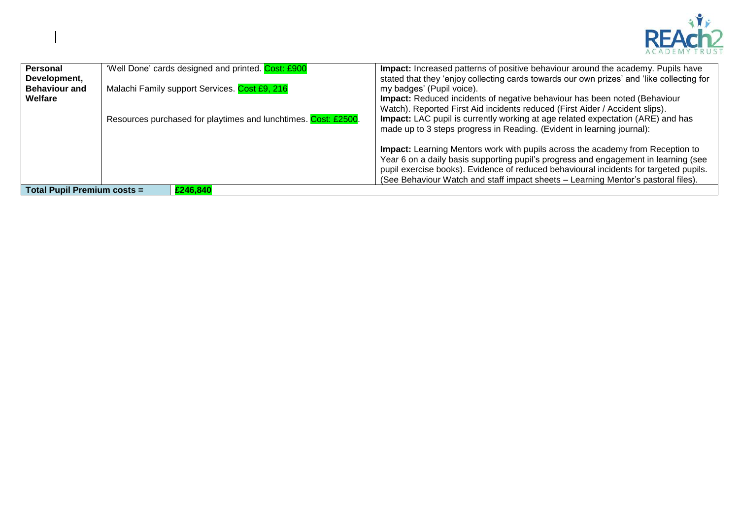| | | |
|---|---|---|
| **Personal Development, Behaviour and Welfare** | 'Well Done' cards designed and printed. Cost: £900<br><br>Malachi Family support Services. Cost £9, 216<br><br>Resources purchased for playtimes and lunchtimes. Cost: £2500. | **Impact:** Increased patterns of positive behaviour around the academy. Pupils have stated that they 'enjoy collecting cards towards our own prizes' and 'like collecting for my badges' (Pupil voice).<br>**Impact:** Reduced incidents of negative behaviour has been noted (Behaviour Watch). Reported First Aid incidents reduced (First Aider / Accident slips).<br>**Impact:** LAC pupil is currently working at age related expectation (ARE) and has made up to 3 steps progress in Reading. (Evident in learning journal):<br><br>**Impact:** Learning Mentors work with pupils across the academy from Reception to Year 6 on a daily basis supporting pupil's progress and engagement in learning (see pupil exercise books). Evidence of reduced behavioural incidents for targeted pupils. (See Behaviour Watch and staff impact sheets – Learning Mentor's pastoral files). |
| **Total Pupil Premium costs =** | **£246,840** | |